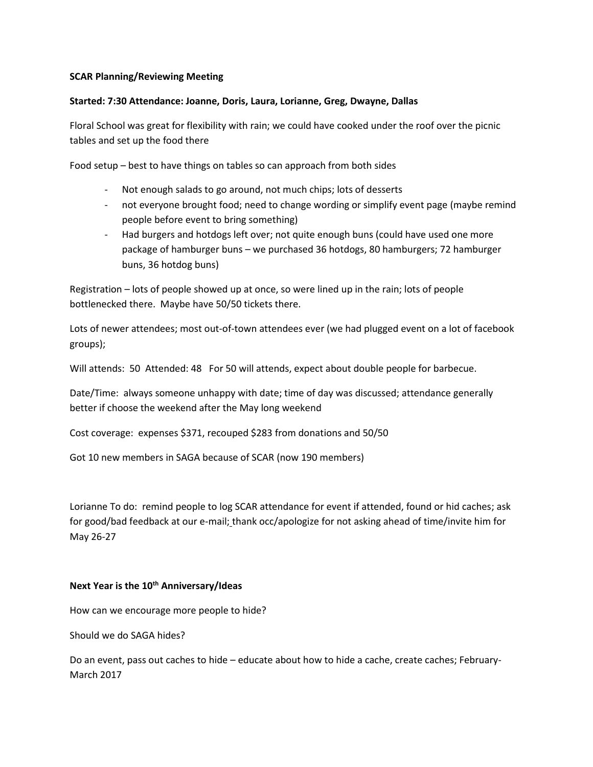**SCAR Planning/Reviewing Meeting**

**Started: 7:30 Attendance: Joanne, Doris, Laura, Lorianne, Greg, Dwayne, Dallas**

Floral School was great for flexibility with rain; we could have cooked under the roof over the picnic tables and set up the food there

Food setup – best to have things on tables so can approach from both sides

- Not enough salads to go around, not much chips; lots of desserts
- not everyone brought food; need to change wording or simplify event page (maybe remind people before event to bring something)
- Had burgers and hotdogs left over; not quite enough buns (could have used one more package of hamburger buns – we purchased 36 hotdogs, 80 hamburgers; 72 hamburger buns, 36 hotdog buns)

Registration – lots of people showed up at once, so were lined up in the rain; lots of people bottlenecked there. Maybe have 50/50 tickets there.

Lots of newer attendees; most out-of-town attendees ever (we had plugged event on a lot of facebook groups);

Will attends: 50 Attended: 48 For 50 will attends, expect about double people for barbecue.

Date/Time: always someone unhappy with date; time of day was discussed; attendance generally better if choose the weekend after the May long weekend

Cost coverage: expenses $371, recouped $283 from donations and 50/50

Got 10 new members in SAGA because of SCAR (now 190 members)

Lorianne To do: remind people to log SCAR attendance for event if attended, found or hid caches; ask for good/bad feedback at our e-mail; thank occ/apologize for not asking ahead of time/invite him for May 26-27

**Next Year is the 10th Anniversary/Ideas**

How can we encourage more people to hide?

Should we do SAGA hides?

Do an event, pass out caches to hide – educate about how to hide a cache, create caches; February-March 2017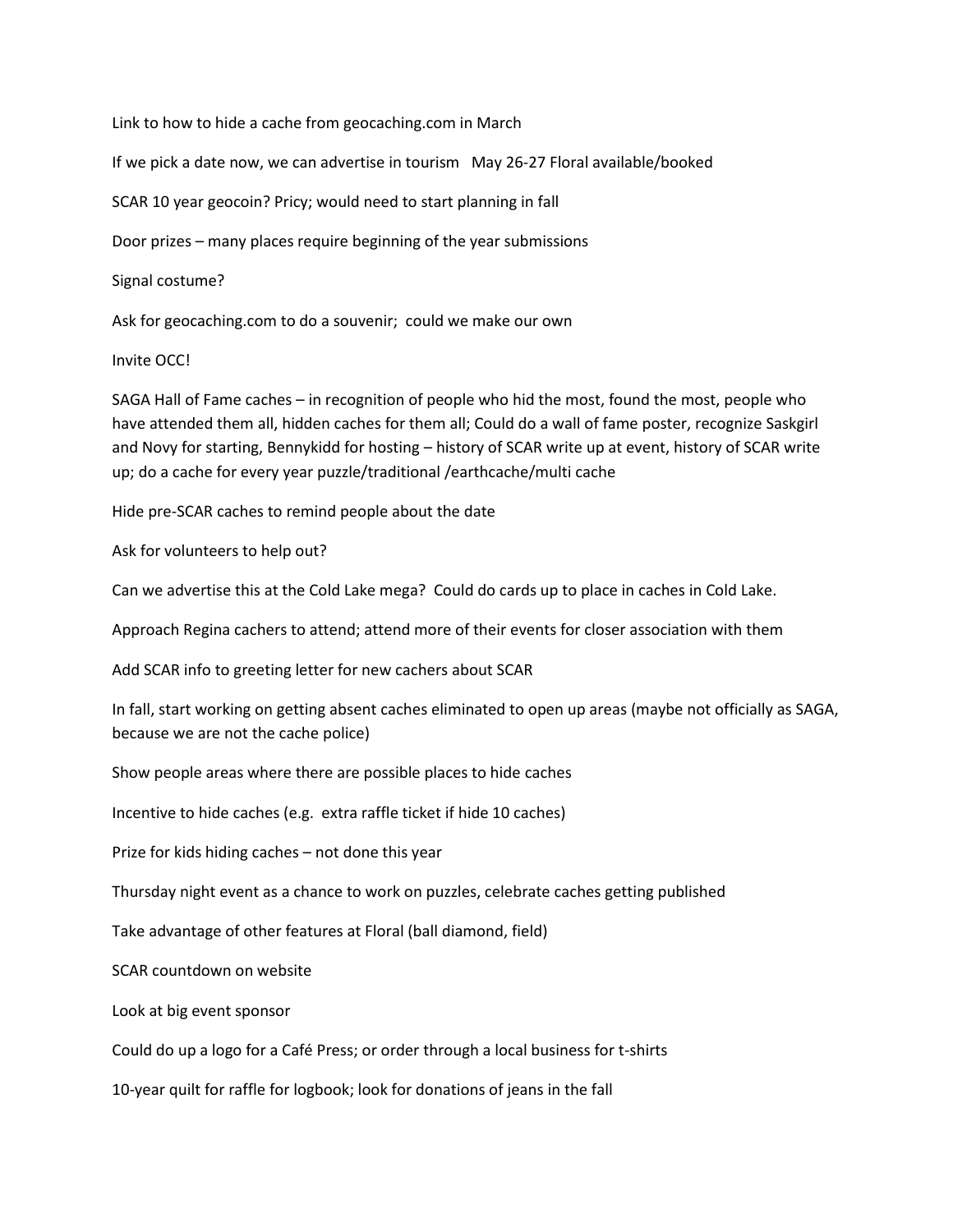Link to how to hide a cache from geocaching.com in March

If we pick a date now, we can advertise in tourism   May 26-27 Floral available/booked

SCAR 10 year geocoin? Pricy; would need to start planning in fall

Door prizes – many places require beginning of the year submissions

Signal costume?

Ask for geocaching.com to do a souvenir;  could we make our own

Invite OCC!

SAGA Hall of Fame caches – in recognition of people who hid the most, found the most, people who have attended them all, hidden caches for them all; Could do a wall of fame poster, recognize Saskgirl and Novy for starting, Bennykidd for hosting – history of SCAR write up at event, history of SCAR write up; do a cache for every year puzzle/traditional /earthcache/multi cache

Hide pre-SCAR caches to remind people about the date

Ask for volunteers to help out?

Can we advertise this at the Cold Lake mega?  Could do cards up to place in caches in Cold Lake.

Approach Regina cachers to attend; attend more of their events for closer association with them

Add SCAR info to greeting letter for new cachers about SCAR

In fall, start working on getting absent caches eliminated to open up areas (maybe not officially as SAGA, because we are not the cache police)

Show people areas where there are possible places to hide caches

Incentive to hide caches (e.g.  extra raffle ticket if hide 10 caches)

Prize for kids hiding caches – not done this year

Thursday night event as a chance to work on puzzles, celebrate caches getting published

Take advantage of other features at Floral (ball diamond, field)

SCAR countdown on website

Look at big event sponsor

Could do up a logo for a Café Press; or order through a local business for t-shirts

10-year quilt for raffle for logbook; look for donations of jeans in the fall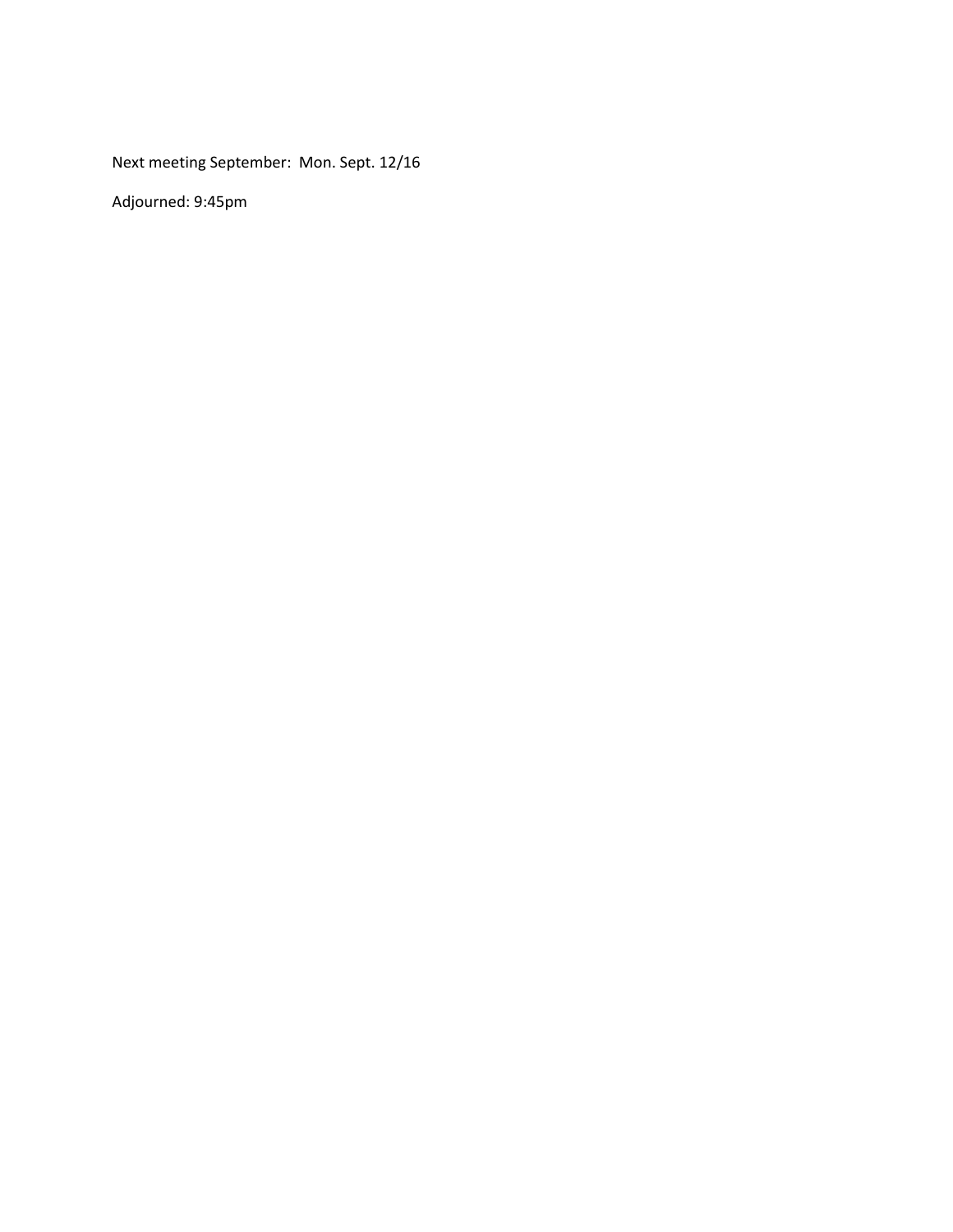Next meeting September: Mon. Sept. 12/16

Adjourned: 9:45pm